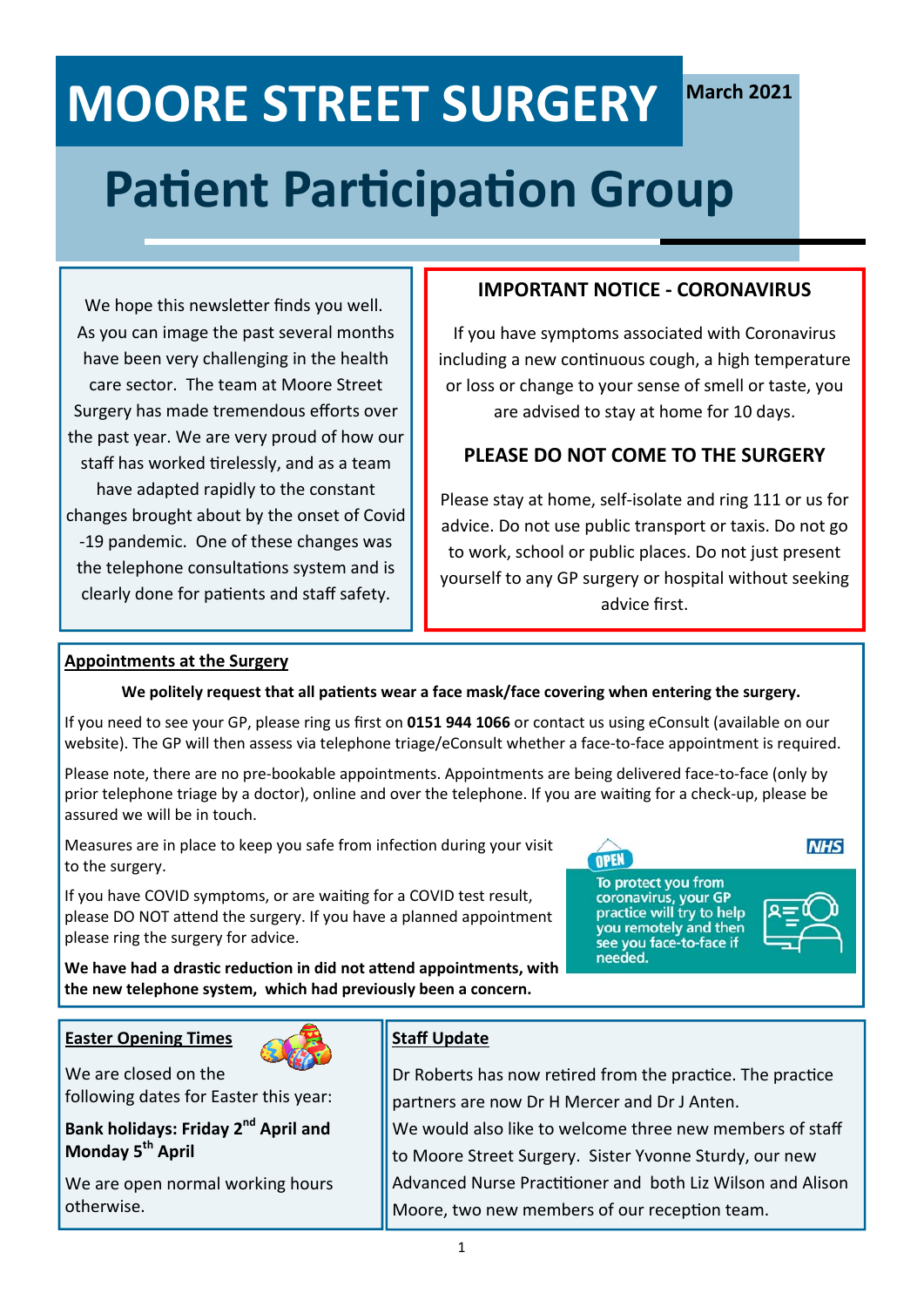# MOORE STREET SURGERY

March 2021

# Patient Participation Group

We hope this newsletter finds you well. As you can image the past several months have been very challenging in the health care sector. The team at Moore Street Surgery has made tremendous efforts over the past year. We are very proud of how our staff has worked tirelessly, and as a team have adapted rapidly to the constant changes brought about by the onset of Covid -19 pandemic. One of these changes was the telephone consultations system and is clearly done for patients and staff safety.

## IMPORTANT NOTICE - CORONAVIRUS

If you have symptoms associated with Coronavirus including a new continuous cough, a high temperature or loss or change to your sense of smell or taste, you are advised to stay at home for 10 days.

## PLEASE DO NOT COME TO THE SURGERY

Please stay at home, self-isolate and ring 111 or us for advice. Do not use public transport or taxis. Do not go to work, school or public places. Do not just present yourself to any GP surgery or hospital without seeking advice first.

## Appointments at the Surgery

**We politely request that all patients wear a face mask/face covering when entering the surgery.**

If you need to see your GP, please ring us first on **0151 944 1066** or contact us using eConsult (available on our website). The GP will then assess via telephone triage/eConsult whether a face-to-face appointment is required.

Please note, there are no pre-bookable appointments. Appointments are being delivered face-to-face (only by prior telephone triage by a doctor), online and over the telephone. If you are waiting for a check-up, please be assured we will be in touch.

Measures are in place to keep you safe from infection during your visit to the surgery.

If you have COVID symptoms, or are waiting for a COVID test result, please DO NOT attend the surgery. If you have a planned appointment please ring the surgery for advice.

OPEN — NHS — To protect you from coronavirus, your GP practice will try to help you remotely and then see you face-to-face if needed.

**We have had a drastic reduction in did not attend appointments, with the new telephone system, which had previously been a concern.**

## Easter Opening Times

We are closed on the following dates for Easter this year:

**Bank holidays: Friday 2nd April and Monday 5th April**

We are open normal working hours otherwise.

## Staff Update

Dr Roberts has now retired from the practice. The practice partners are now Dr H Mercer and Dr J Anten.

We would also like to welcome three new members of staff to Moore Street Surgery. Sister Yvonne Sturdy, our new Advanced Nurse Practitioner and both Liz Wilson and Alison Moore, two new members of our reception team.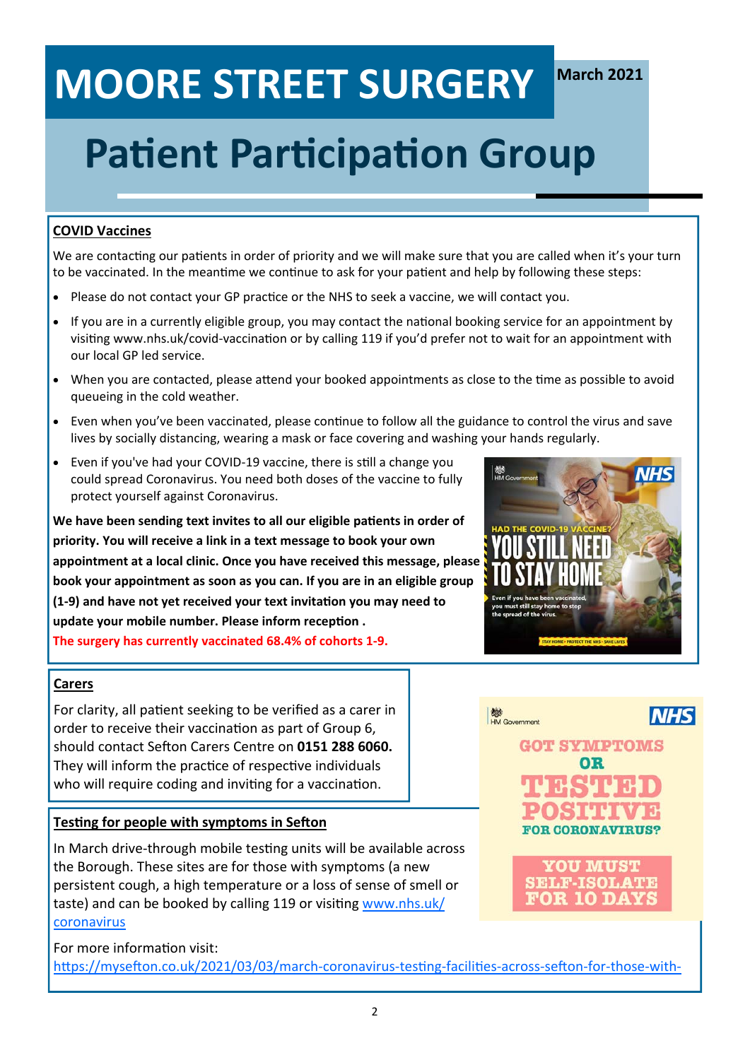# MOORE STREET SURGERY

March 2021

# Patient Participation Group

## COVID Vaccines

We are contacting our patients in order of priority and we will make sure that you are called when it's your turn to be vaccinated. In the meantime we continue to ask for your patient and help by following these steps:

- Please do not contact your GP practice or the NHS to seek a vaccine, we will contact you.
- If you are in a currently eligible group, you may contact the national booking service for an appointment by visiting www.nhs.uk/covid-vaccination or by calling 119 if you'd prefer not to wait for an appointment with our local GP led service.
- When you are contacted, please attend your booked appointments as close to the time as possible to avoid queueing in the cold weather.
- Even when you've been vaccinated, please continue to follow all the guidance to control the virus and save lives by socially distancing, wearing a mask or face covering and washing your hands regularly.
- Even if you've had your COVID-19 vaccine, there is still a change you could spread Coronavirus. You need both doses of the vaccine to fully protect yourself against Coronavirus.

**We have been sending text invites to all our eligible patients in order of priority. You will receive a link in a text message to book your own appointment at a local clinic. Once you have received this message, please book your appointment as soon as you can. If you are in an eligible group (1-9) and have not yet received your text invitation you may need to update your mobile number. Please inform reception .**

**The surgery has currently vaccinated 68.4% of cohorts 1-9.**

HM Government NHS

HAD THE COVID-19 VACCINE? YOU STILL NEED TO STAY HOME

Even if you have been vaccinated, you must still stay home to stop the spread of the virus.

STAY HOME • PROTECT THE NHS • SAVE LIVES

## Carers

For clarity, all patient seeking to be verified as a carer in order to receive their vaccination as part of Group 6, should contact Sefton Carers Centre on **0151 288 6060.** They will inform the practice of respective individuals who will require coding and inviting for a vaccination.

## Testing for people with symptoms in Sefton

In March drive-through mobile testing units will be available across the Borough. These sites are for those with symptoms (a new persistent cough, a high temperature or a loss of sense of smell or taste) and can be booked by calling 119 or visiting www.nhs.uk/coronavirus

For more information visit:
https://mysefton.co.uk/2021/03/03/march-coronavirus-testing-facilities-across-sefton-for-those-with-

HM Government NHS

GOT SYMPTOMS OR TESTED POSITIVE FOR CORONAVIRUS?

YOU MUST SELF-ISOLATE FOR 10 DAYS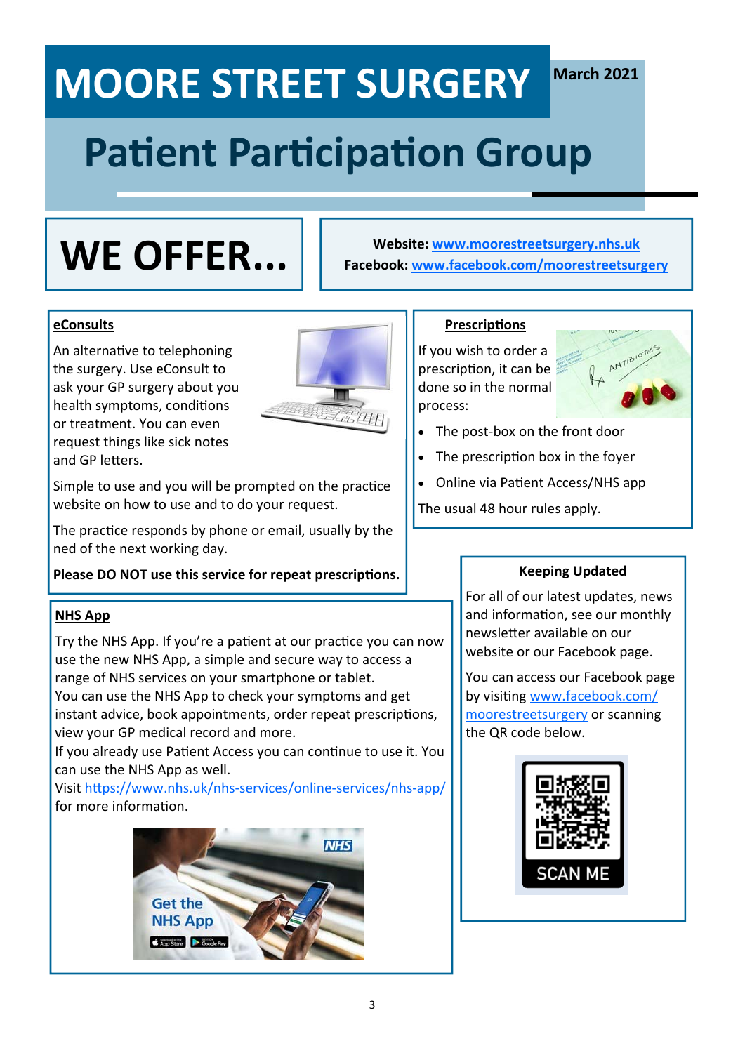# MOORE STREET SURGERY

March 2021

# Patient Participation Group

## WE OFFER...

**Website: www.moorestreetsurgery.nhs.uk**
**Facebook: www.facebook.com/moorestreetsurgery**

### eConsults

An alternative to telephoning the surgery. Use eConsult to ask your GP surgery about you health symptoms, conditions or treatment. You can even request things like sick notes and GP letters.

Simple to use and you will be prompted on the practice website on how to use and to do your request.

The practice responds by phone or email, usually by the ned of the next working day.

**Please DO NOT use this service for repeat prescriptions.**

### Prescriptions

If you wish to order a prescription, it can be done so in the normal process:

- The post-box on the front door
- The prescription box in the foyer
- Online via Patient Access/NHS app

The usual 48 hour rules apply.

### NHS App

Try the NHS App. If you're a patient at our practice you can now use the new NHS App, a simple and secure way to access a range of NHS services on your smartphone or tablet.
You can use the NHS App to check your symptoms and get instant advice, book appointments, order repeat prescriptions, view your GP medical record and more.
If you already use Patient Access you can continue to use it. You can use the NHS App as well.
Visit https://www.nhs.uk/nhs-services/online-services/nhs-app/ for more information.

### Keeping Updated

For all of our latest updates, news and information, see our monthly newsletter available on our website or our Facebook page.

You can access our Facebook page by visiting www.facebook.com/moorestreetsurgery or scanning the QR code below.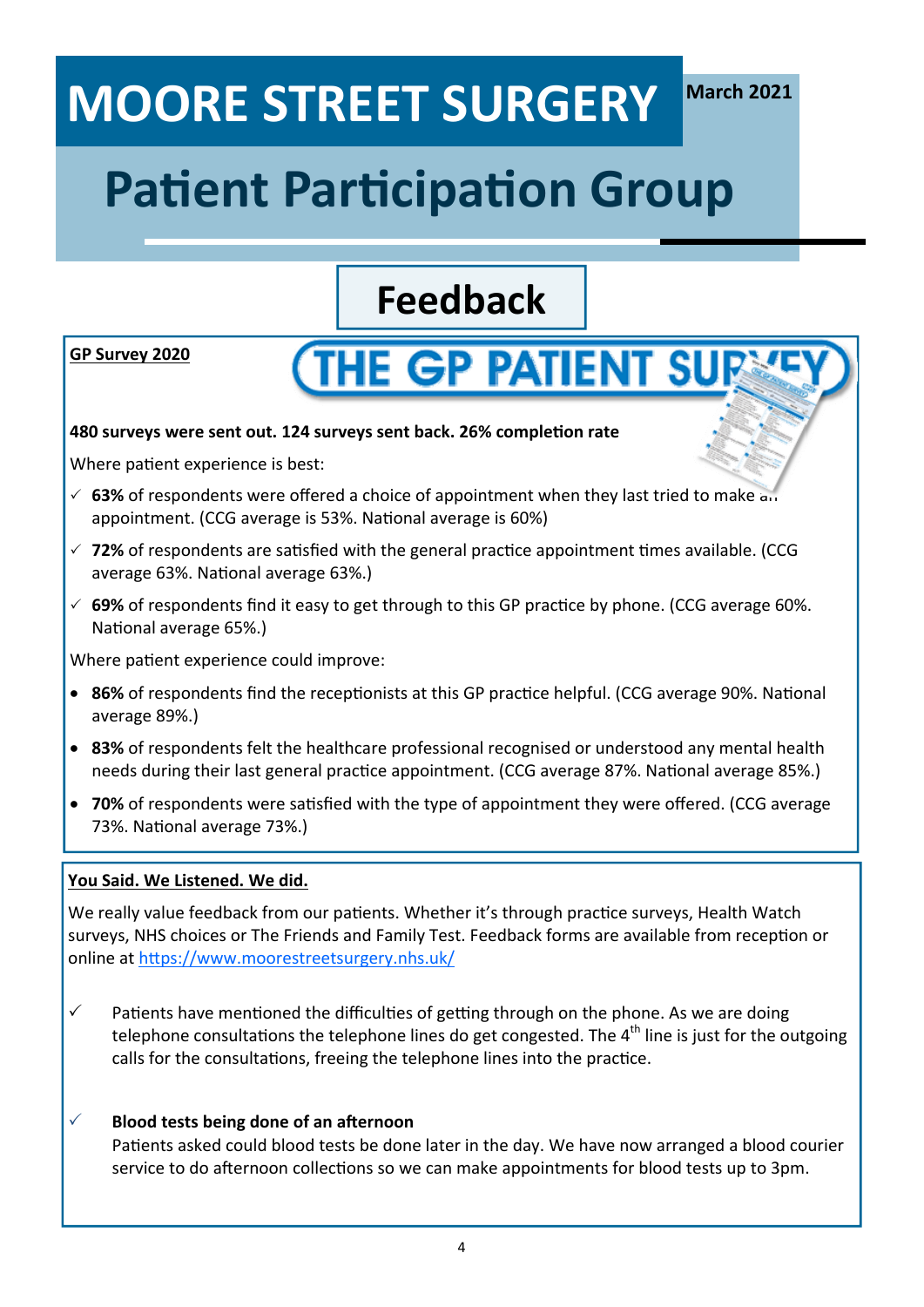# MOORE STREET SURGERY

March 2021

# Patient Participation Group

## Feedback

**GP Survey 2020**

THE GP PATIENT SURVEY

**480 surveys were sent out. 124 surveys sent back. 26% completion rate**

Where patient experience is best:

- ✓ **63%** of respondents were offered a choice of appointment when they last tried to make an appointment. (CCG average is 53%. National average is 60%)
- ✓ **72%** of respondents are satisfied with the general practice appointment times available. (CCG average 63%. National average 63%.)
- ✓ **69%** of respondents find it easy to get through to this GP practice by phone. (CCG average 60%. National average 65%.)

Where patient experience could improve:

- **86%** of respondents find the receptionists at this GP practice helpful. (CCG average 90%. National average 89%.)
- **83%** of respondents felt the healthcare professional recognised or understood any mental health needs during their last general practice appointment. (CCG average 87%. National average 85%.)
- **70%** of respondents were satisfied with the type of appointment they were offered. (CCG average 73%. National average 73%.)

**You Said. We Listened. We did.**

We really value feedback from our patients. Whether it's through practice surveys, Health Watch surveys, NHS choices or The Friends and Family Test. Feedback forms are available from reception or online at https://www.moorestreetsurgery.nhs.uk/

- ✓ Patients have mentioned the difficulties of getting through on the phone. As we are doing telephone consultations the telephone lines do get congested. The 4th line is just for the outgoing calls for the consultations, freeing the telephone lines into the practice.

- ✓ **Blood tests being done of an afternoon**
  Patients asked could blood tests be done later in the day. We have now arranged a blood courier service to do afternoon collections so we can make appointments for blood tests up to 3pm.